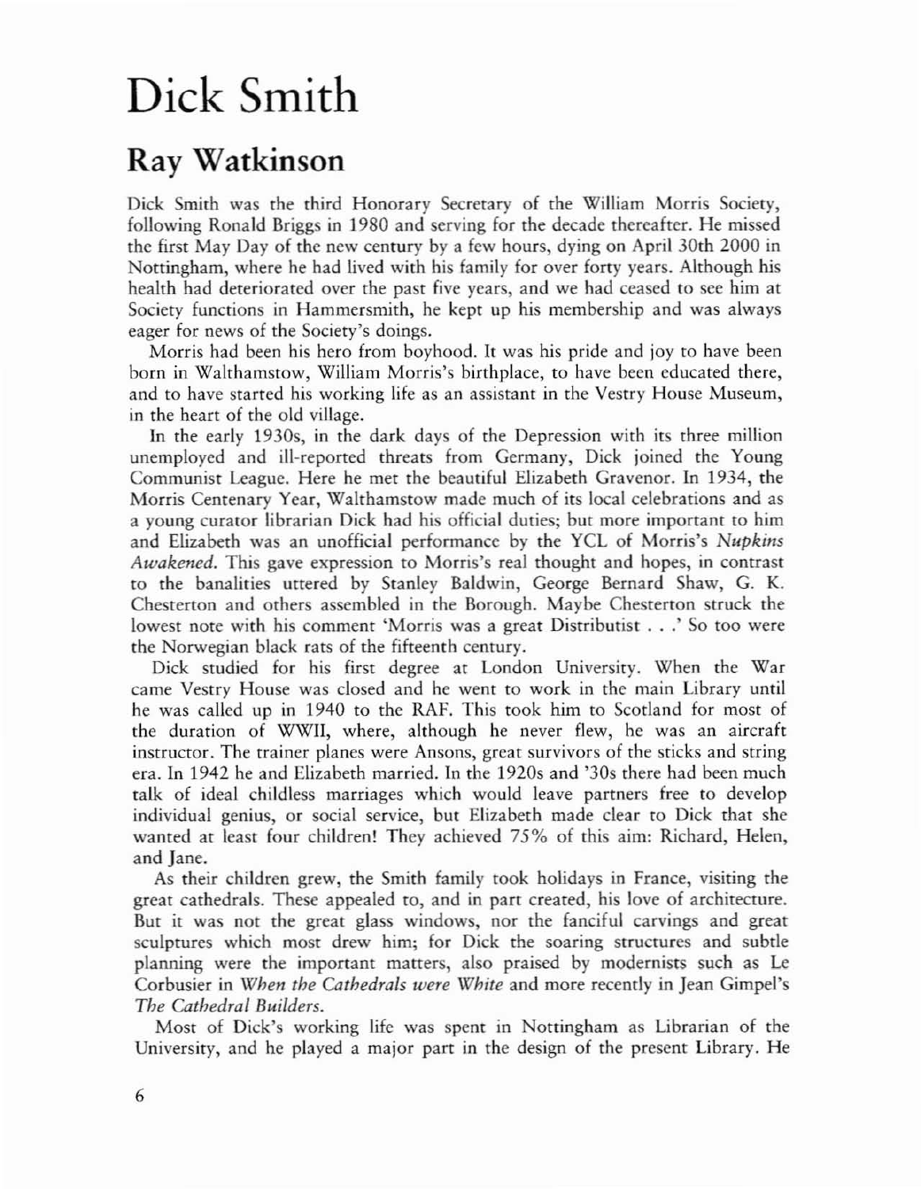# Dick Smith

## Ray Watkinson

Dick Smith was the third Honorary Secretary of the William Morris Society, following Ronald Briggs in 1980 and serving for the decade thereafter. He missed the first May Day of the new century by a few hours, dying on April 30th 2000 in Nottingham, where he had lived with his family for over forty years. Although his health had deteriorated over the past five years, and we had ceased to see him at Society functions in Hammersmith, he kept up his membership and was always eager for news of the Society's doings.

Morris had been his hero from boyhood. It was his pride and joy to have been born in Walthamstow, William Morris's birthplace, to have been educated there, and to have started his working life as an assistant in the Vestry House Museum, in the heart of the old village.

In the early 1930s, in the dark days of the Depression with its three million unemployed and ill-reported threats from Germany, Dick joined the Young Communist League. Here he met the beautiful Elizabeth Gravenor. In 1934, the Morris Centenary Year, Walthamstow made much of its local celebrations and as a young curator librarian Dick had his official duties; but more important to him and Elizabeth was an unofficial performance by the YCL of Morris's *Nupkins Awakened*. This gave expression to Morris's real thought and hopes, in contrast to the banalities uttered by Stanley Baldwin, George Bernard Shaw, G. K. Chesterton and others assembled in the Borough. Maybe Chesterton struck the lowest note with his comment 'Morris was a great Distributist . . .' So too were the Norwegian black rats of the fifteenth century.

Dick studied for his first degree at London University. When the War came Vestry House was closed and he went to work in the main Library until he was called up in 1940 to the RAF. This took him to Scotland for most of the duration of WWII, where, although he never flew, he was an aircraft instructor. The trainer planes were Ansons, great survivors of the sticks and string era. In 1942 he and Elizabeth married. In the 1920s and '30s there had been much talk of ideal childless marriages which would leave partners free to develop individual genius, or social service, but Elizabeth made clear to Dick that she wanted at least four children! They achieved 75% of this aim: Richard, Helen, and Jane.

As their children grew, the Smith family took holidays in France, visiting the great cathedrals. These appealed to, and in part created, his love of architecture. But it was not the great glass windows, nor the fanciful carvings and great sculptures which most drew him; for Dick the soaring structures and subtle planning were the important matters, also praised by modernists such as Le Corbusier in *When the Cathedrals were White* and more recently in Jean Gimpel's *The Cathedral Builders*.

Most of Dick's working life was spent in Nottingham as Librarian of the University, and he played a major part in the design of the present Library. He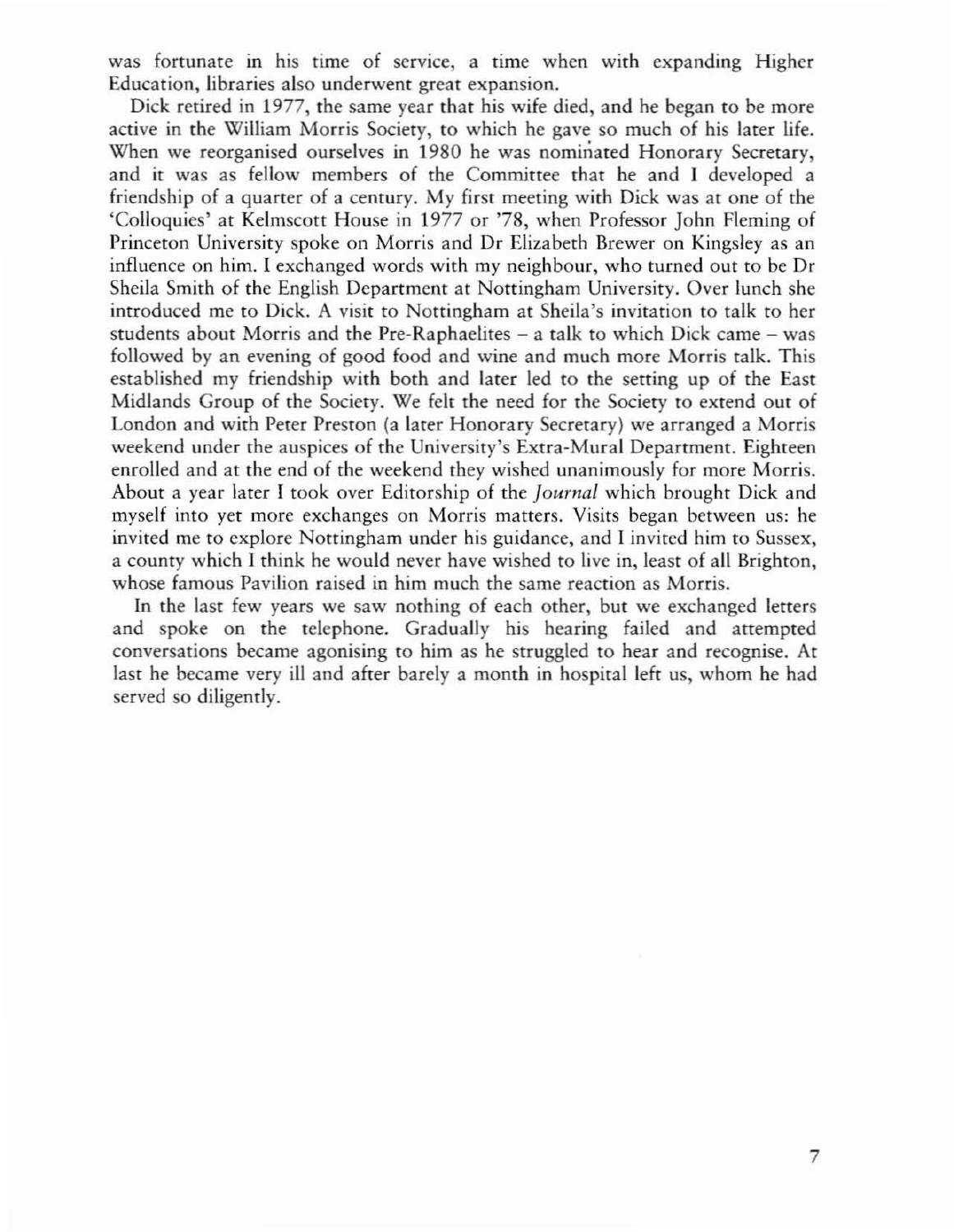was fortunate in his time of service, a time when with expanding Higher Education, libraries also underwent great expansion.

Dick retired in 1977, the same year that his wife died, and he began to be more active in the William Morris Society, to which he gave so much of his later life. When we reorganised ourselves in 1980 he was nominated Honorary Secretary, and it was as fellow members of the Committee that he and I developed a friendship of a quarter of a century. My first meeting with Dick was at one of the 'Colloquies' at Kelmscott House in 1977 or '78, when Professor John Fleming of Princeton University spoke on Morris and Dr Elizabeth Brewer on Kingsley as an influence on him. I exchanged words with my neighbour, who turned out to be Dr Sheila Smith of the English Department at Nottingham University. Over lunch she introduced me to Dick. A visit to Nottingham at Sheila's invitation to talk to her students about Morris and the Pre-Raphaelites – a talk to which Dick came – was followed by an evening of good food and wine and much more Morris talk. This established my friendship with both and later led to the setting up of the East Midlands Group of the Society. We felt the need for the Society to extend out of London and with Peter Preston (a later Honorary Secretary) we arranged a Morris weekend under the auspices of the University's Extra-Mural Department. Eighteen enrolled and at the end of the weekend they wished unanimously for more Morris. About a year later I took over Editorship of the *Journal* which brought Dick and myself into yet more exchanges on Morris matters. Visits began between us: he invited me to explore Nottingham under his guidance, and I invited him to Sussex, a county which I think he would never have wished to live in, least of all Brighton, whose famous Pavilion raised in him much the same reaction as Morris.

In the last few years we saw nothing of each other, but we exchanged letters and spoke on the telephone. Gradually his hearing failed and attempted conversations became agonising to him as he struggled to hear and recognise. At last he became very ill and after barely a month in hospital left us, whom he had served so diligently.